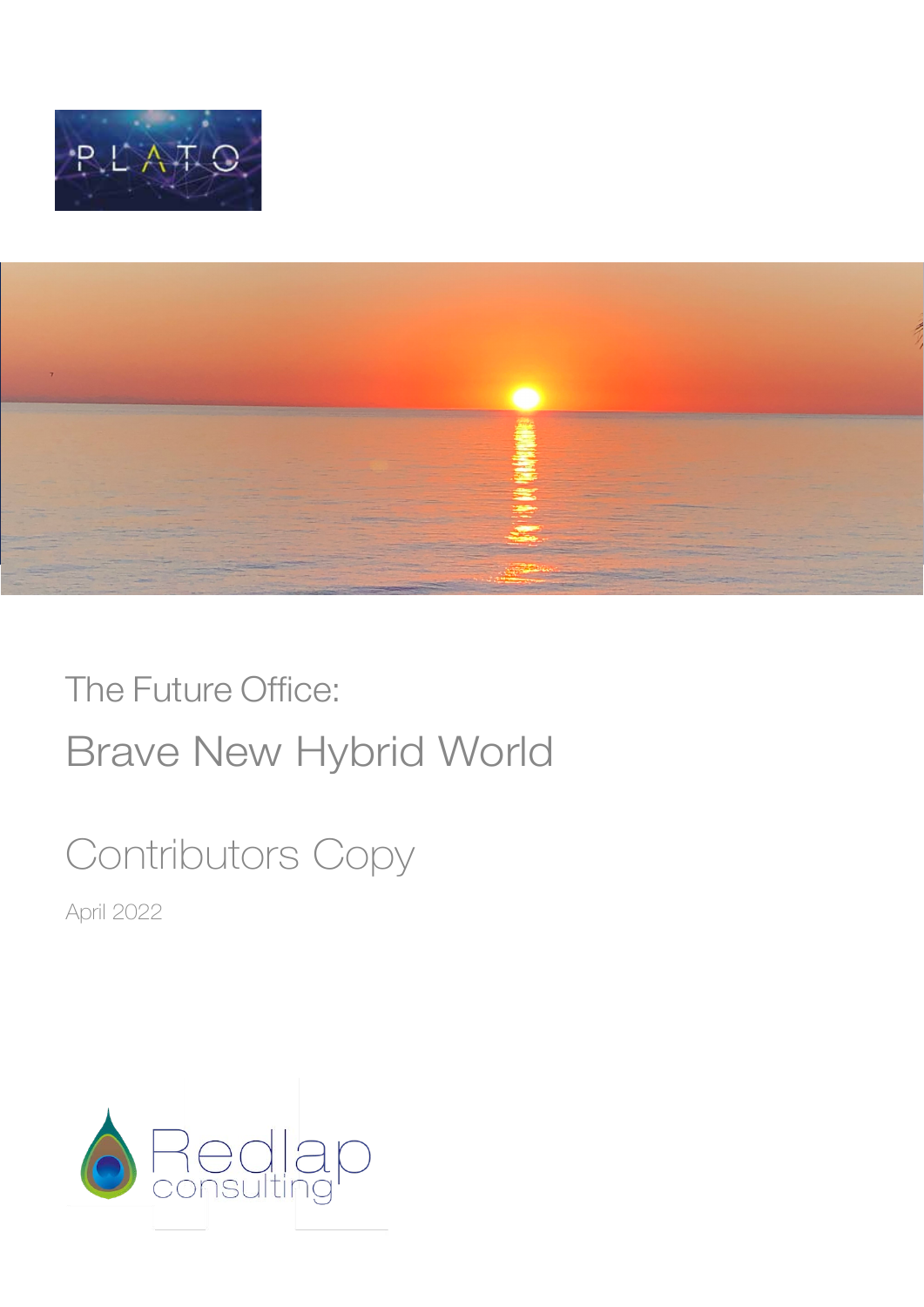# The Future Office:

## Brave New Hybrid World

## Contributors Copy

April 2022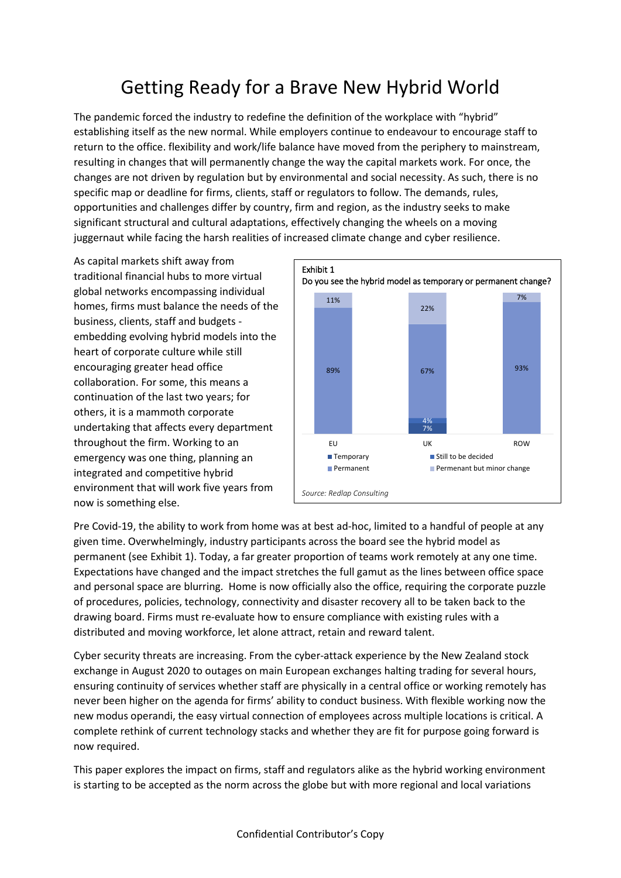# Getting Ready for a Brave New Hybrid World

The pandemic forced the industry to redefine the definition of the workplace with "hybrid" establishing itself as the new normal. While employers continue to endeavour to encourage staff to return to the office. flexibility and work/life balance have moved from the periphery to mainstream, resulting in changes that will permanently change the way the capital markets work. For once, the changes are not driven by regulation but by environmental and social necessity. As such, there is no specific map or deadline for firms, clients, staff or regulators to follow. The demands, rules, opportunities and challenges differ by country, firm and region, as the industry seeks to make significant structural and cultural adaptations, effectively changing the wheels on a moving juggernaut while facing the harsh realities of increased climate change and cyber resilience.

As capital markets shift away from traditional financial hubs to more virtual global networks encompassing individual homes, firms must balance the needs of the business, clients, staff and budgets - embedding evolving hybrid models into the heart of corporate culture while still encouraging greater head office collaboration. For some, this means a continuation of the last two years; for others, it is a mammoth corporate undertaking that affects every department throughout the firm. Working to an emergency was one thing, planning an integrated and competitive hybrid environment that will work five years from now is something else.

Exhibit 1
Do you see the hybrid model as temporary or permanent change?

| | EU | UK | ROW |
|---|---|---|---|
| Temporary | | 7% | |
| Still to be decided | | 4% | |
| Permanent | 89% | 67% | 93% |
| Permanent but minor change | 11% | 22% | 7% |

*Source: Redlap Consulting*

Pre Covid-19, the ability to work from home was at best ad-hoc, limited to a handful of people at any given time. Overwhelmingly, industry participants across the board see the hybrid model as permanent (see Exhibit 1). Today, a far greater proportion of teams work remotely at any one time. Expectations have changed and the impact stretches the full gamut as the lines between office space and personal space are blurring. Home is now officially also the office, requiring the corporate puzzle of procedures, policies, technology, connectivity and disaster recovery all to be taken back to the drawing board. Firms must re-evaluate how to ensure compliance with existing rules with a distributed and moving workforce, let alone attract, retain and reward talent.

Cyber security threats are increasing. From the cyber-attack experience by the New Zealand stock exchange in August 2020 to outages on main European exchanges halting trading for several hours, ensuring continuity of services whether staff are physically in a central office or working remotely has never been higher on the agenda for firms' ability to conduct business. With flexible working now the new modus operandi, the easy virtual connection of employees across multiple locations is critical. A complete rethink of current technology stacks and whether they are fit for purpose going forward is now required.

This paper explores the impact on firms, staff and regulators alike as the hybrid working environment is starting to be accepted as the norm across the globe but with more regional and local variations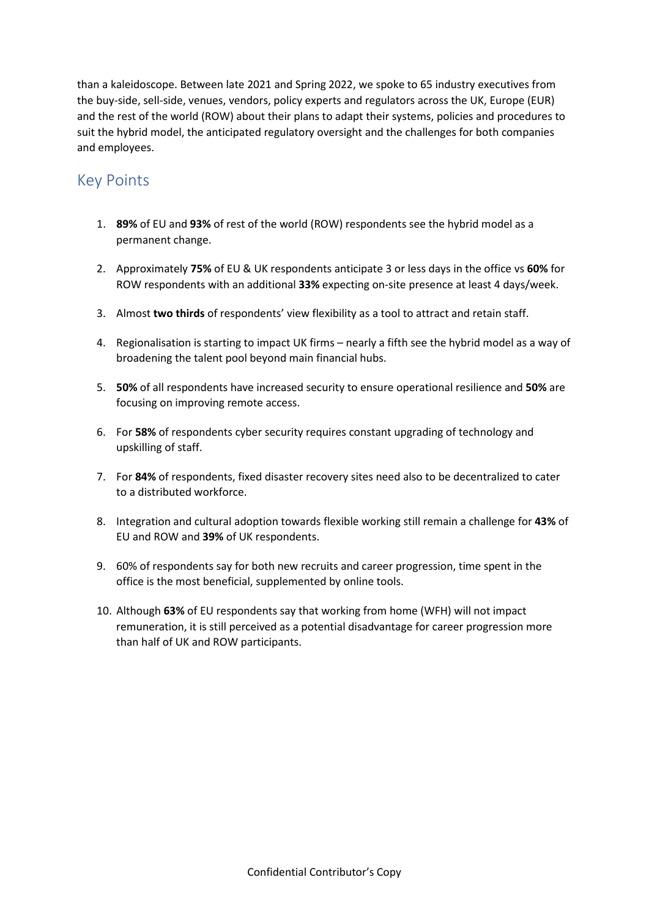than a kaleidoscope. Between late 2021 and Spring 2022, we spoke to 65 industry executives from the buy-side, sell-side, venues, vendors, policy experts and regulators across the UK, Europe (EUR) and the rest of the world (ROW) about their plans to adapt their systems, policies and procedures to suit the hybrid model, the anticipated regulatory oversight and the challenges for both companies and employees.

## Key Points

1. **89%** of EU and **93%** of rest of the world (ROW) respondents see the hybrid model as a permanent change.
2. Approximately **75%** of EU & UK respondents anticipate 3 or less days in the office vs **60%** for ROW respondents with an additional **33%** expecting on-site presence at least 4 days/week.
3. Almost **two thirds** of respondents' view flexibility as a tool to attract and retain staff.
4. Regionalisation is starting to impact UK firms – nearly a fifth see the hybrid model as a way of broadening the talent pool beyond main financial hubs.
5. **50%** of all respondents have increased security to ensure operational resilience and **50%** are focusing on improving remote access.
6. For **58%** of respondents cyber security requires constant upgrading of technology and upskilling of staff.
7. For **84%** of respondents, fixed disaster recovery sites need also to be decentralized to cater to a distributed workforce.
8. Integration and cultural adoption towards flexible working still remain a challenge for **43%** of EU and ROW and **39%** of UK respondents.
9. 60% of respondents say for both new recruits and career progression, time spent in the office is the most beneficial, supplemented by online tools.
10. Although **63%** of EU respondents say that working from home (WFH) will not impact remuneration, it is still perceived as a potential disadvantage for career progression more than half of UK and ROW participants.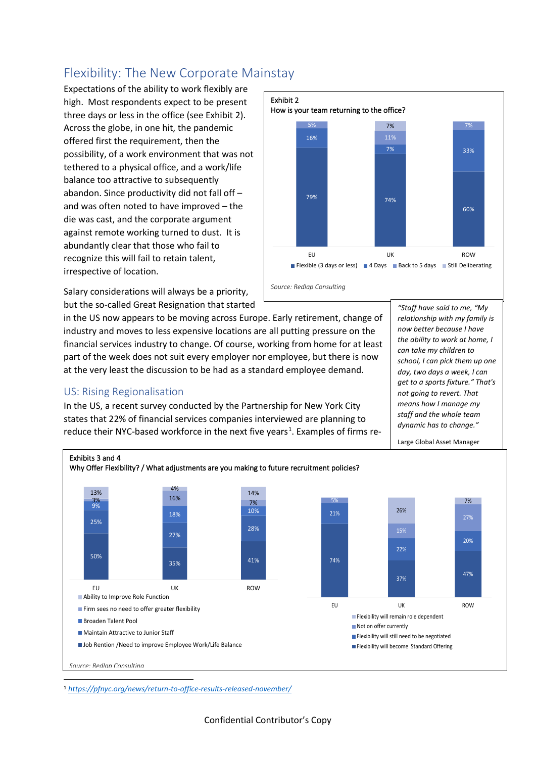## Flexibility: The New Corporate Mainstay

Expectations of the ability to work flexibly are high. Most respondents expect to be present three days or less in the office (see Exhibit 2). Across the globe, in one hit, the pandemic offered first the requirement, then the possibility, of a work environment that was not tethered to a physical office, and a work/life balance too attractive to subsequently abandon. Since productivity did not fall off – and was often noted to have improved – the die was cast, and the corporate argument against remote working turned to dust. It is abundantly clear that those who fail to recognize this will fail to retain talent, irrespective of location.

**Exhibit 2**
**How is your team returning to the office?**

| | EU | UK | ROW |
|---|---|---|---|
| Flexible (3 days or less) | 79% | 74% | 60% |
| 4 Days | 16% | 7% | 33% |
| Back to 5 days | | 11% | |
| Still Deliberating | 5% | 7% | 7% |

*Source: Redlap Consulting*

Salary considerations will always be a priority, but the so-called Great Resignation that started in the US now appears to be moving across Europe. Early retirement, change of industry and moves to less expensive locations are all putting pressure on the financial services industry to change. Of course, working from home for at least part of the week does not suit every employer nor employee, but there is now at the very least the discussion to be had as a standard employee demand.

> *"Staff have said to me, "My relationship with my family is now better because I have the ability to work at home, I can take my children to school, I can pick them up one day, two days a week, I can get to a sports fixture." That's not going to revert. That means how I manage my staff and the whole team dynamic has to change."*
>
> Large Global Asset Manager

### US: Rising Regionalisation

In the US, a recent survey conducted by the Partnership for New York City states that 22% of financial services companies interviewed are planning to reduce their NYC-based workforce in the next five years[1]. Examples of firms re-

**Exhibits 3 and 4**
**Why Offer Flexibility? / What adjustments are you making to future recruitment policies?**

| Why Offer Flexibility? | EU | UK | ROW |
|---|---|---|---|
| Job Rention /Need to improve Employee Work/Life Balance | 50% | 35% | 41% |
| Maintain Attractive to Junior Staff | 25% | 27% | 28% |
| Broaden Talent Pool | 9% | 18% | 10% |
| Firm sees no need to offer greater flexibility | 3% | 16% | 7% |
| Ability to Improve Role Function | 13% | 4% | 14% |

| What adjustments are you making to future recruitment policies? | EU | UK | ROW |
|---|---|---|---|
| Flexibility will become Standard Offering | 74% | 37% | 47% |
| Flexibility will still need to be negotiated | 21% | 22% | 20% |
| Not on offer currently | | 15% | 27% |
| Flexibility will remain role dependent | 5% | 26% | 7% |

Source: Redlap Consulting

[1] https://pfnyc.org/news/return-to-office-results-released-november/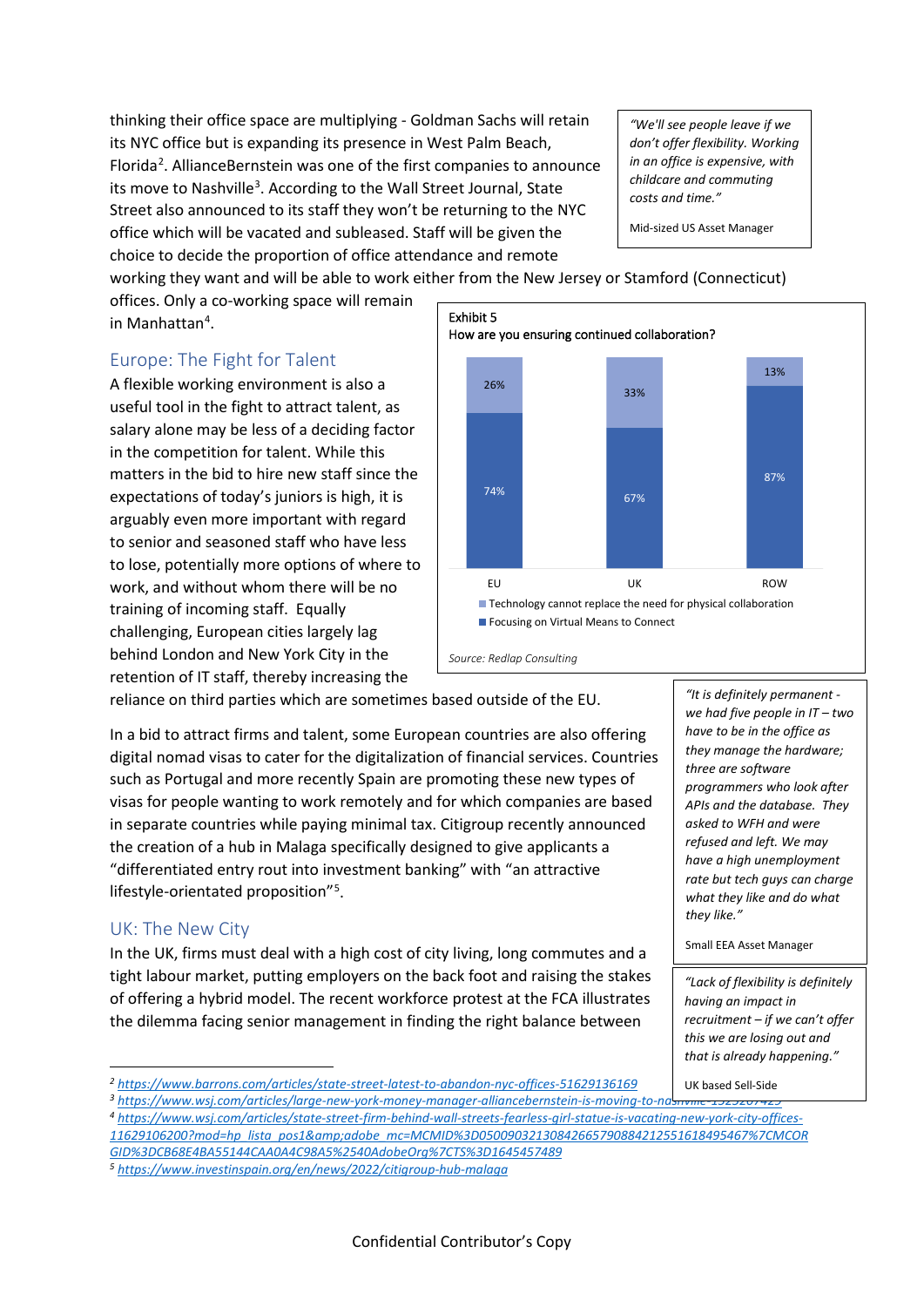thinking their office space are multiplying - Goldman Sachs will retain its NYC office but is expanding its presence in West Palm Beach, Florida[2]. AllianceBernstein was one of the first companies to announce its move to Nashville[3]. According to the Wall Street Journal, State Street also announced to its staff they won't be returning to the NYC office which will be vacated and subleased. Staff will be given the choice to decide the proportion of office attendance and remote working they want and will be able to work either from the New Jersey or Stamford (Connecticut) offices. Only a co-working space will remain in Manhattan[4].

> *"We'll see people leave if we don't offer flexibility. Working in an office is expensive, with childcare and commuting costs and time."*
>
> Mid-sized US Asset Manager

## Europe: The Fight for Talent

A flexible working environment is also a useful tool in the fight to attract talent, as salary alone may be less of a deciding factor in the competition for talent. While this matters in the bid to hire new staff since the expectations of today's juniors is high, it is arguably even more important with regard to senior and seasoned staff who have less to lose, potentially more options of where to work, and without whom there will be no training of incoming staff. Equally challenging, European cities largely lag behind London and New York City in the retention of IT staff, thereby increasing the reliance on third parties which are sometimes based outside of the EU.

Exhibit 5
How are you ensuring continued collaboration?

| | EU | UK | ROW |
|---|---|---|---|
| Technology cannot replace the need for physical collaboration | 26% | 33% | 13% |
| Focusing on Virtual Means to Connect | 74% | 67% | 87% |

*Source: Redlap Consulting*

In a bid to attract firms and talent, some European countries are also offering digital nomad visas to cater for the digitalization of financial services. Countries such as Portugal and more recently Spain are promoting these new types of visas for people wanting to work remotely and for which companies are based in separate countries while paying minimal tax. Citigroup recently announced the creation of a hub in Malaga specifically designed to give applicants a "differentiated entry rout into investment banking" with "an attractive lifestyle-orientated proposition"[5].

> *"It is definitely permanent - we had five people in IT – two have to be in the office as they manage the hardware; three are software programmers who look after APIs and the database. They asked to WFH and were refused and left. We may have a high unemployment rate but tech guys can charge what they like and do what they like."*
>
> Small EEA Asset Manager

## UK: The New City

In the UK, firms must deal with a high cost of city living, long commutes and a tight labour market, putting employers on the back foot and raising the stakes of offering a hybrid model. The recent workforce protest at the FCA illustrates the dilemma facing senior management in finding the right balance between

> *"Lack of flexibility is definitely having an impact in recruitment – if we can't offer this we are losing out and that is already happening."*
>
> UK based Sell-Side

---

[2] https://www.barrons.com/articles/state-street-latest-to-abandon-nyc-offices-51629136169

[3] https://www.wsj.com/articles/large-new-york-money-manager-alliancebernstein-is-moving-to-nashville-1525207425

[4] https://www.wsj.com/articles/state-street-firm-behind-wall-streets-fearless-girl-statue-is-vacating-new-york-city-offices-11629106200?mod=hp_lista_pos1&amp;adobe_mc=MCMID%3D05009032130842665790884212551618495467%7CMCORGID%3DCB68E4BA55144CAA0A4C98A5%2540AdobeOrg%7CTS%3D1645457489

[5] https://www.investinspain.org/en/news/2022/citigroup-hub-malaga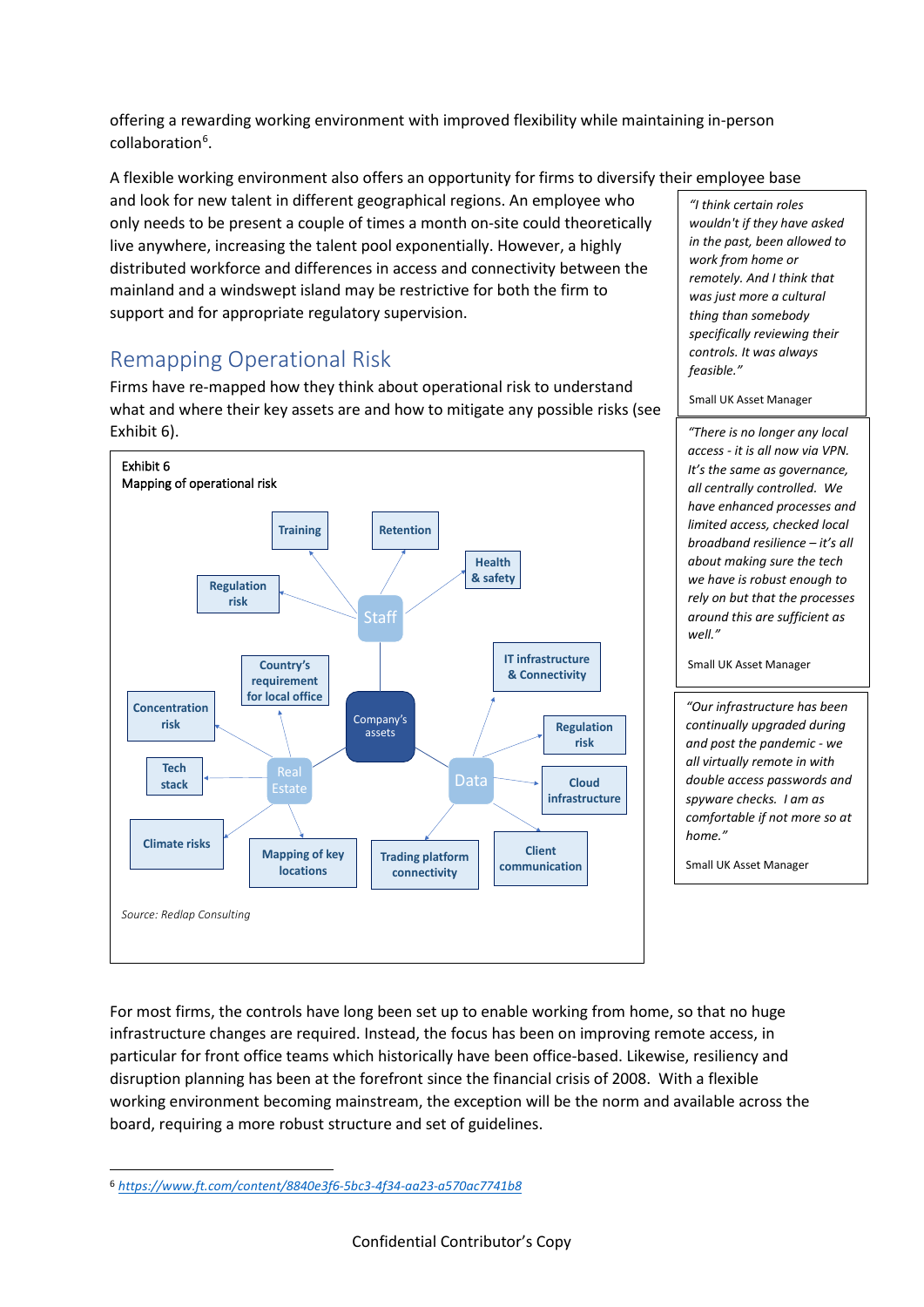offering a rewarding working environment with improved flexibility while maintaining in-person collaboration[6].

A flexible working environment also offers an opportunity for firms to diversify their employee base and look for new talent in different geographical regions. An employee who only needs to be present a couple of times a month on-site could theoretically live anywhere, increasing the talent pool exponentially. However, a highly distributed workforce and differences in access and connectivity between the mainland and a windswept island may be restrictive for both the firm to support and for appropriate regulatory supervision.

> *"I think certain roles wouldn't if they have asked in the past, been allowed to work from home or remotely. And I think that was just more a cultural thing than somebody specifically reviewing their controls. It was always feasible."*
>
> Small UK Asset Manager

## Remapping Operational Risk

Firms have re-mapped how they think about operational risk to understand what and where their key assets are and how to mitigate any possible risks (see Exhibit 6).

> *"There is no longer any local access - it is all now via VPN. It's the same as governance, all centrally controlled. We have enhanced processes and limited access, checked local broadband resilience – it's all about making sure the tech we have is robust enough to rely on but that the processes around this are sufficient as well."*
>
> Small UK Asset Manager

> *"Our infrastructure has been continually upgraded during and post the pandemic - we are all virtually remote in with double access passwords and spyware checks. I am as comfortable if not more so at home."*
>
> Small UK Asset Manager

Exhibit 6
Mapping of operational risk

- Company's assets
  - Staff
    - Training
    - Retention
    - Health & safety
    - Regulation risk
  - Real Estate
    - Country's requirement for local office
    - Concentration risk
    - Tech stack
    - Climate risks
    - Mapping of key locations
  - Data
    - IT infrastructure & Connectivity
    - Regulation risk
    - Cloud infrastructure
    - Client communication
    - Trading platform connectivity

*Source: Redlap Consulting*

For most firms, the controls have long been set up to enable working from home, so that no huge infrastructure changes are required. Instead, the focus has been on improving remote access, in particular for front office teams which historically have been office-based. Likewise, resiliency and disruption planning has been at the forefront since the financial crisis of 2008. With a flexible working environment becoming mainstream, the exception will be the norm and available across the board, requiring a more robust structure and set of guidelines.

---

[6] https://www.ft.com/content/8840e3f6-5bc3-4f34-aa23-a570ac7741b8

Confidential Contributor's Copy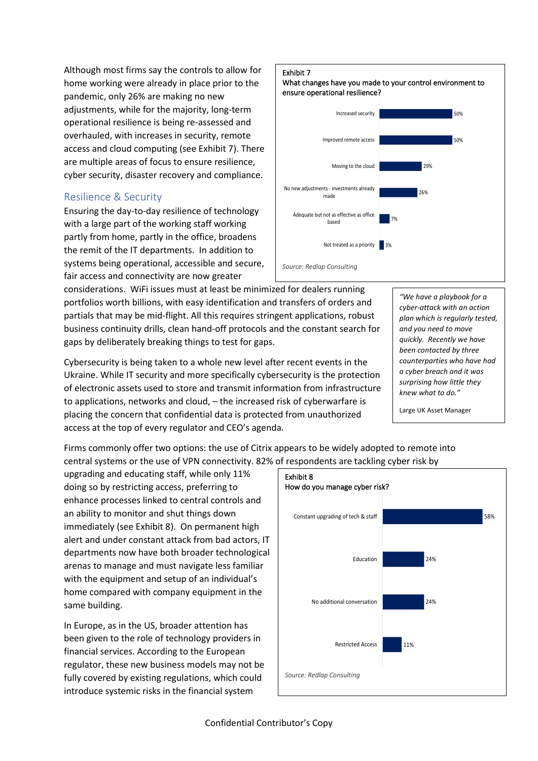Although most firms say the controls to allow for home working were already in place prior to the pandemic, only 26% are making no new adjustments, while for the majority, long-term operational resilience is being re-assessed and overhauled, with increases in security, remote access and cloud computing (see Exhibit 7). There are multiple areas of focus to ensure resilience, cyber security, disaster recovery and compliance.

**Exhibit 7**
What changes have you made to your control environment to ensure operational resilience?

| Response | % |
|---|---|
| Increased security | 50% |
| Improved remote access | 50% |
| Moving to the cloud | 29% |
| No new adjustments - investments already made | 26% |
| Adequate but not as effective as office based | 7% |
| Not treated as a priority | 3% |

*Source: Redlap Consulting*

## Resilience & Security

Ensuring the day-to-day resilience of technology with a large part of the working staff working partly from home, partly in the office, broadens the remit of the IT departments. In addition to systems being operational, accessible and secure, fair access and connectivity are now greater considerations. WiFi issues must at least be minimized for dealers running portfolios worth billions, with easy identification and transfers of orders and partials that may be mid-flight. All this requires stringent applications, robust business continuity drills, clean hand-off protocols and the constant search for gaps by deliberately breaking things to test for gaps.

> *"We have a playbook for a cyber-attack with an action plan which is regularly tested, and you need to move quickly. Recently we have been contacted by three counterparties who have had a cyber breach and it was surprising how little they knew what to do."*
>
> Large UK Asset Manager

Cybersecurity is being taken to a whole new level after recent events in the Ukraine. While IT security and more specifically cybersecurity is the protection of electronic assets used to store and transmit information from infrastructure to applications, networks and cloud, – the increased risk of cyberwarfare is placing the concern that confidential data is protected from unauthorized access at the top of every regulator and CEO's agenda.

Firms commonly offer two options: the use of Citrix appears to be widely adopted to remote into central systems or the use of VPN connectivity. 82% of respondents are tackling cyber risk by upgrading and educating staff, while only 11% doing so by restricting access, preferring to enhance processes linked to central controls and an ability to monitor and shut things down immediately (see Exhibit 8). On permanent high alert and under constant attack from bad actors, IT departments now have both broader technological arenas to manage and must navigate less familiar with the equipment and setup of an individual's home compared with company equipment in the same building.

**Exhibit 8**
How do you manage cyber risk?

| Response | % |
|---|---|
| Constant upgrading of tech & staff | 58% |
| Education | 24% |
| No additional conversation | 24% |
| Restricted Access | 11% |

*Source: Redlap Consulting*

In Europe, as in the US, broader attention has been given to the role of technology providers in financial services. According to the European regulator, these new business models may not be fully covered by existing regulations, which could introduce systemic risks in the financial system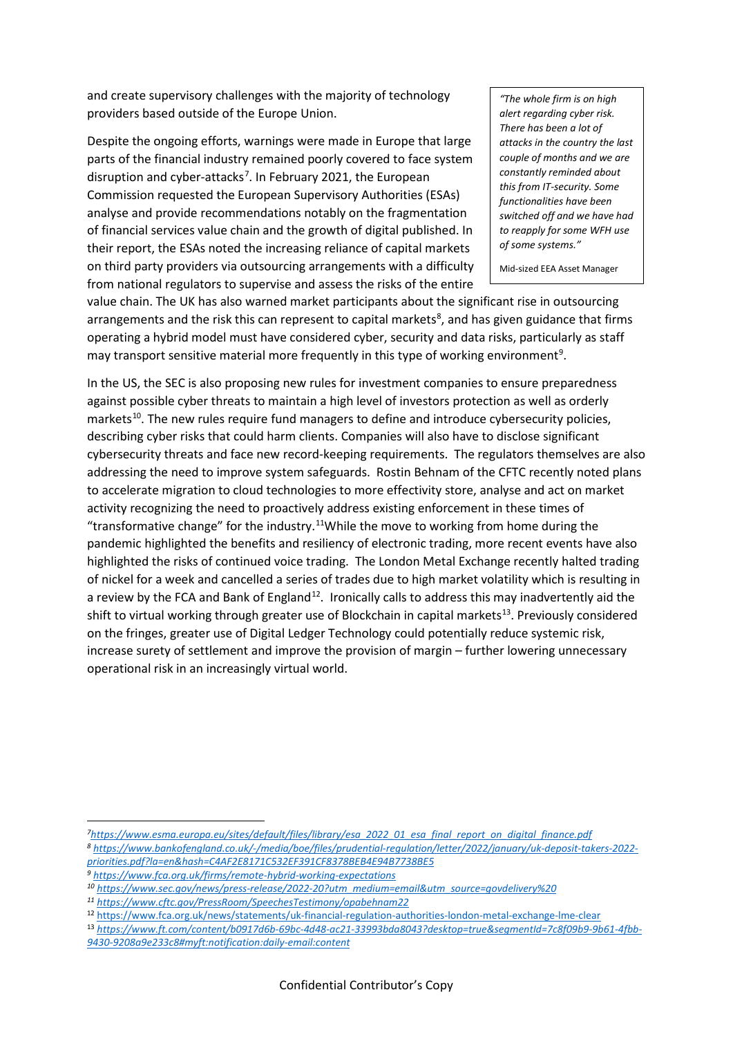and create supervisory challenges with the majority of technology providers based outside of the Europe Union.

> *"The whole firm is on high alert regarding cyber risk. There has been a lot of attacks in the country the last couple of months and we are constantly reminded about this from IT-security. Some functionalities have been switched off and we have had to reapply for some WFH use of some systems."*
>
> Mid-sized EEA Asset Manager

Despite the ongoing efforts, warnings were made in Europe that large parts of the financial industry remained poorly covered to face system disruption and cyber-attacks[7]. In February 2021, the European Commission requested the European Supervisory Authorities (ESAs) analyse and provide recommendations notably on the fragmentation of financial services value chain and the growth of digital published. In their report, the ESAs noted the increasing reliance of capital markets on third party providers via outsourcing arrangements with a difficulty from national regulators to supervise and assess the risks of the entire value chain. The UK has also warned market participants about the significant rise in outsourcing arrangements and the risk this can represent to capital markets[8], and has given guidance that firms operating a hybrid model must have considered cyber, security and data risks, particularly as staff may transport sensitive material more frequently in this type of working environment[9].

In the US, the SEC is also proposing new rules for investment companies to ensure preparedness against possible cyber threats to maintain a high level of investors protection as well as orderly markets[10]. The new rules require fund managers to define and introduce cybersecurity policies, describing cyber risks that could harm clients. Companies will also have to disclose significant cybersecurity threats and face new record-keeping requirements. The regulators themselves are also addressing the need to improve system safeguards. Rostin Behnam of the CFTC recently noted plans to accelerate migration to cloud technologies to more effectivity store, analyse and act on market activity recognizing the need to proactively address existing enforcement in these times of "transformative change" for the industry.[11]While the move to working from home during the pandemic highlighted the benefits and resiliency of electronic trading, more recent events have also highlighted the risks of continued voice trading. The London Metal Exchange recently halted trading of nickel for a week and cancelled a series of trades due to high market volatility which is resulting in a review by the FCA and Bank of England[12]. Ironically calls to address this may inadvertently aid the shift to virtual working through greater use of Blockchain in capital markets[13]. Previously considered on the fringes, greater use of Digital Ledger Technology could potentially reduce systemic risk, increase surety of settlement and improve the provision of margin – further lowering unnecessary operational risk in an increasingly virtual world.

---

[7] https://www.esma.europa.eu/sites/default/files/library/esa_2022_01_esa_final_report_on_digital_finance.pdf

[8] https://www.bankofengland.co.uk/-/media/boe/files/prudential-regulation/letter/2022/january/uk-deposit-takers-2022-priorities.pdf?la=en&hash=C4AF2E8171C532EF391CF8378BEB4E94B7738BE5

[9] https://www.fca.org.uk/firms/remote-hybrid-working-expectations

[10] https://www.sec.gov/news/press-release/2022-20?utm_medium=email&utm_source=govdelivery%20

[11] https://www.cftc.gov/PressRoom/SpeechesTestimony/opabehnam22

[12] https://www.fca.org.uk/news/statements/uk-financial-regulation-authorities-london-metal-exchange-lme-clear

[13] https://www.ft.com/content/b0917d6b-69bc-4d48-ac21-33993bda8043?desktop=true&segmentId=7c8f09b9-9b61-4fbb-9430-9208a9e233c8#myft:notification:daily-email:content

Confidential Contributor's Copy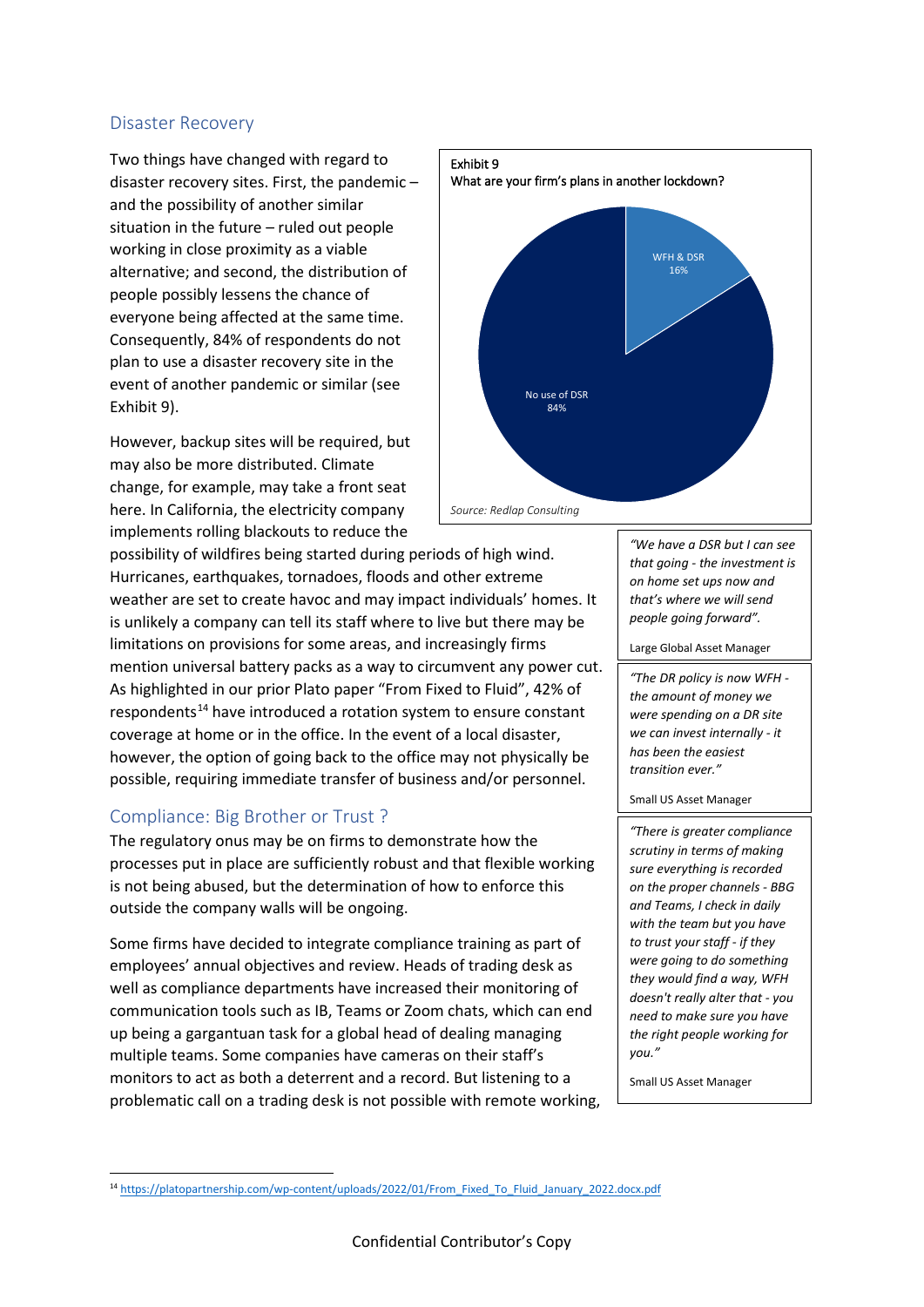## Disaster Recovery

Two things have changed with regard to disaster recovery sites. First, the pandemic – and the possibility of another similar situation in the future – ruled out people working in close proximity as a viable alternative; and second, the distribution of people possibly lessens the chance of everyone being affected at the same time. Consequently, 84% of respondents do not plan to use a disaster recovery site in the event of another pandemic or similar (see Exhibit 9).

Exhibit 9
What are your firm's plans in another lockdown?

| Plan | Share |
|---|---|
| WFH & DSR | 16% |
| No use of DSR | 84% |

*Source: Redlap Consulting*

However, backup sites will be required, but may also be more distributed. Climate change, for example, may take a front seat here. In California, the electricity company implements rolling blackouts to reduce the possibility of wildfires being started during periods of high wind. Hurricanes, earthquakes, tornadoes, floods and other extreme weather are set to create havoc and may impact individuals' homes. It is unlikely a company can tell its staff where to live but there may be limitations on provisions for some areas, and increasingly firms mention universal battery packs as a way to circumvent any power cut. As highlighted in our prior Plato paper "From Fixed to Fluid", 42% of respondents[14] have introduced a rotation system to ensure constant coverage at home or in the office. In the event of a local disaster, however, the option of going back to the office may not physically be possible, requiring immediate transfer of business and/or personnel.

> *"We have a DSR but I can see that going - the investment is on home set ups now and that's where we will send people going forward".*
>
> Large Global Asset Manager

> *"The DR policy is now WFH - the amount of money we were spending on a DR site we can invest internally - it has been the easiest transition ever."*
>
> Small US Asset Manager

## Compliance: Big Brother or Trust ?

The regulatory onus may be on firms to demonstrate how the processes put in place are sufficiently robust and that flexible working is not being abused, but the determination of how to enforce this outside the company walls will be ongoing.

Some firms have decided to integrate compliance training as part of employees' annual objectives and review. Heads of trading desk as well as compliance departments have increased their monitoring of communication tools such as IB, Teams or Zoom chats, which can end up being a gargantuan task for a global head of dealing managing multiple teams. Some companies have cameras on their staff's monitors to act as both a deterrent and a record. But listening to a problematic call on a trading desk is not possible with remote working,

> *"There is greater compliance scrutiny in terms of making sure everything is recorded on the proper channels - BBG and Teams, I check in daily with the team but you have to trust your staff - if they were going to do something they would find a way, WFH doesn't really alter that - you need to make sure you have the right people working for you."*
>
> Small US Asset Manager

[14] https://platopartnership.com/wp-content/uploads/2022/01/From_Fixed_To_Fluid_January_2022.docx.pdf

Confidential Contributor's Copy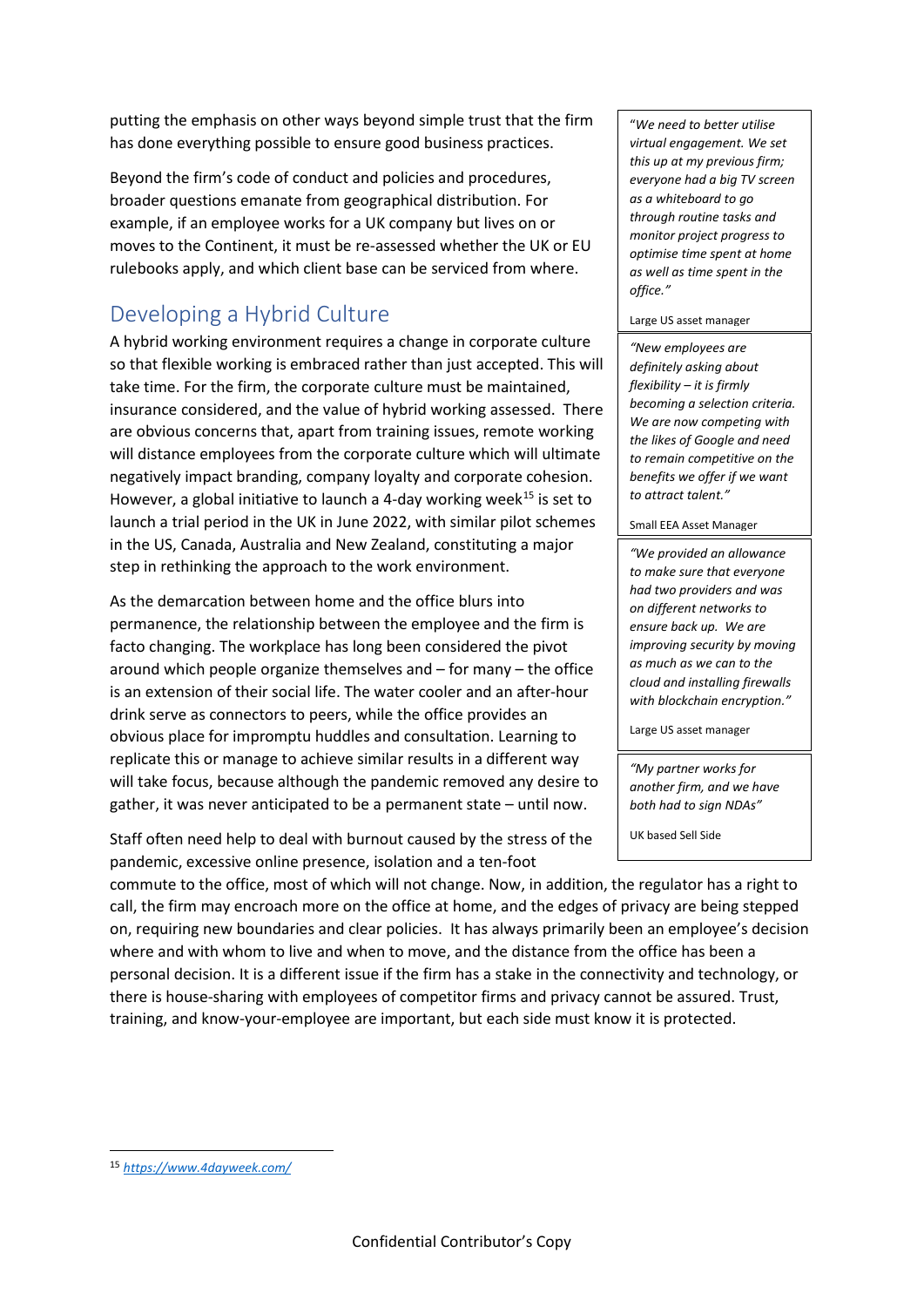putting the emphasis on other ways beyond simple trust that the firm has done everything possible to ensure good business practices.

Beyond the firm's code of conduct and policies and procedures, broader questions emanate from geographical distribution. For example, if an employee works for a UK company but lives on or moves to the Continent, it must be re-assessed whether the UK or EU rulebooks apply, and which client base can be serviced from where.

## Developing a Hybrid Culture

A hybrid working environment requires a change in corporate culture so that flexible working is embraced rather than just accepted. This will take time. For the firm, the corporate culture must be maintained, insurance considered, and the value of hybrid working assessed. There are obvious concerns that, apart from training issues, remote working will distance employees from the corporate culture which will ultimate negatively impact branding, company loyalty and corporate cohesion. However, a global initiative to launch a 4-day working week[15] is set to launch a trial period in the UK in June 2022, with similar pilot schemes in the US, Canada, Australia and New Zealand, constituting a major step in rethinking the approach to the work environment.

As the demarcation between home and the office blurs into permanence, the relationship between the employee and the firm is facto changing. The workplace has long been considered the pivot around which people organize themselves and – for many – the office is an extension of their social life. The water cooler and an after-hour drink serve as connectors to peers, while the office provides an obvious place for impromptu huddles and consultation. Learning to replicate this or manage to achieve similar results in a different way will take focus, because although the pandemic removed any desire to gather, it was never anticipated to be a permanent state – until now.

Staff often need help to deal with burnout caused by the stress of the pandemic, excessive online presence, isolation and a ten-foot commute to the office, most of which will not change. Now, in addition, the regulator has a right to call, the firm may encroach more on the office at home, and the edges of privacy are being stepped on, requiring new boundaries and clear policies. It has always primarily been an employee's decision where and with whom to live and when to move, and the distance from the office has been a personal decision. It is a different issue if the firm has a stake in the connectivity and technology, or there is house-sharing with employees of competitor firms and privacy cannot be assured. Trust, training, and know-your-employee are important, but each side must know it is protected.

> *"We need to better utilise virtual engagement. We set this up at my previous firm; everyone had a big TV screen as a whiteboard to go through routine tasks and monitor project progress to optimise time spent at home as well as time spent in the office."*
>
> Large US asset manager

> *"New employees are definitely asking about flexibility – it is firmly becoming a selection criteria. We are now competing with the likes of Google and need to remain competitive on the benefits we offer if we want to attract talent."*
>
> Small EEA Asset Manager

> *"We provided an allowance to make sure that everyone had two providers and was on different networks to ensure back up. We are improving security by moving as much as we can to the cloud and installing firewalls with blockchain encryption."*
>
> Large US asset manager

> *"My partner works for another firm, and we have both had to sign NDAs"*
>
> UK based Sell Side

[15] https://www.4dayweek.com/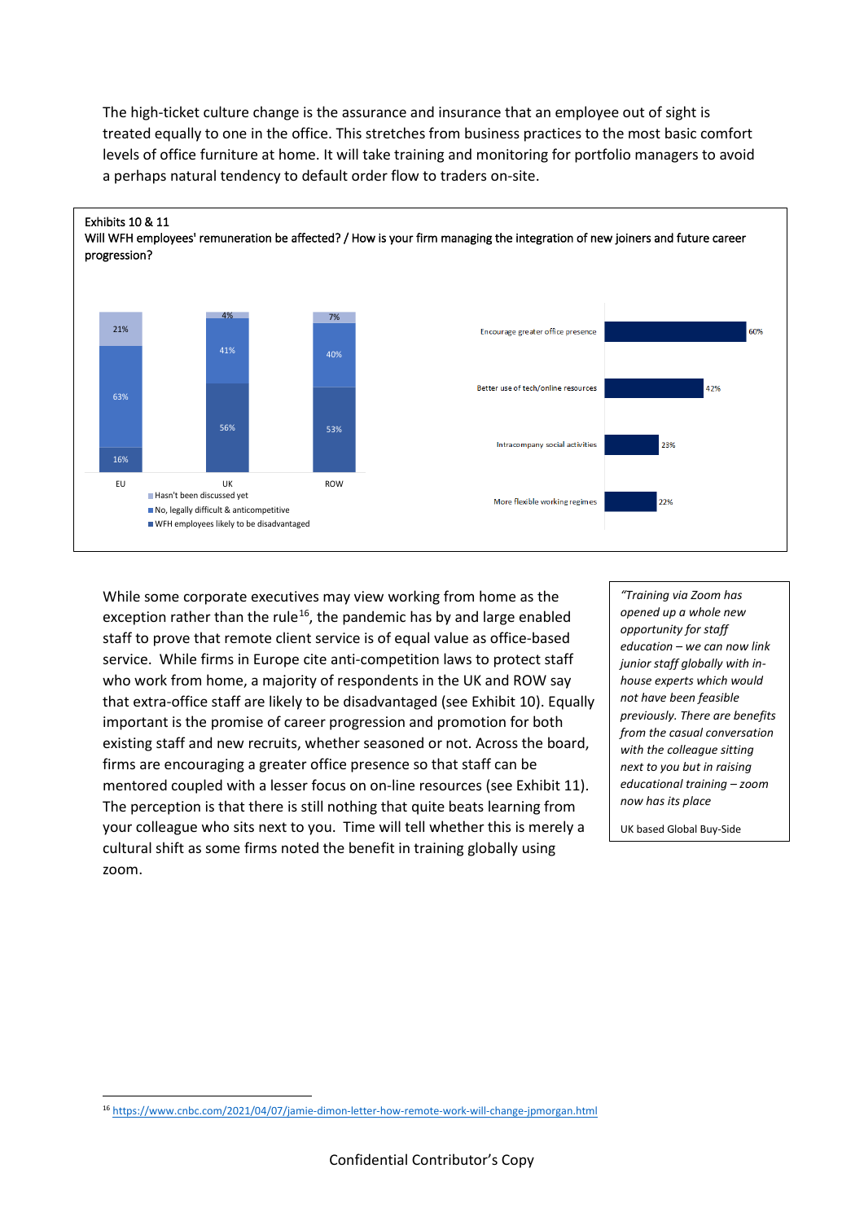The high-ticket culture change is the assurance and insurance that an employee out of sight is treated equally to one in the office. This stretches from business practices to the most basic comfort levels of office furniture at home. It will take training and monitoring for portfolio managers to avoid a perhaps natural tendency to default order flow to traders on-site.

Exhibits 10 & 11

Will WFH employees' remuneration be affected? / How is your firm managing the integration of new joiners and future career progression?

| | EU | UK | ROW |
|---|---|---|---|
| Hasn't been discussed yet | 21% | 4% | 7% |
| No, legally difficult & anticompetitive | 63% | 41% | 40% |
| WFH employees likely to be disadvantaged | 16% | 56% | 53% |

| | |
|---|---|
| Encourage greater office presence | 60% |
| Better use of tech/online resources | 42% |
| Intracompany social activities | 23% |
| More flexible working regimes | 22% |

While some corporate executives may view working from home as the exception rather than the rule[16], the pandemic has by and large enabled staff to prove that remote client service is of equal value as office-based service. While firms in Europe cite anti-competition laws to protect staff who work from home, a majority of respondents in the UK and ROW say that extra-office staff are likely to be disadvantaged (see Exhibit 10). Equally important is the promise of career progression and promotion for both existing staff and new recruits, whether seasoned or not. Across the board, firms are encouraging a greater office presence so that staff can be mentored coupled with a lesser focus on on-line resources (see Exhibit 11). The perception is that there is still nothing that quite beats learning from your colleague who sits next to you. Time will tell whether this is merely a cultural shift as some firms noted the benefit in training globally using zoom.

> *"Training via Zoom has opened up a whole new opportunity for staff education – we can now link junior staff globally with in-house experts which would not have been feasible previously. There are benefits from the casual conversation with the colleague sitting next to you but in raising educational training – zoom now has its place*
>
> UK based Global Buy-Side

[16] https://www.cnbc.com/2021/04/07/jamie-dimon-letter-how-remote-work-will-change-jpmorgan.html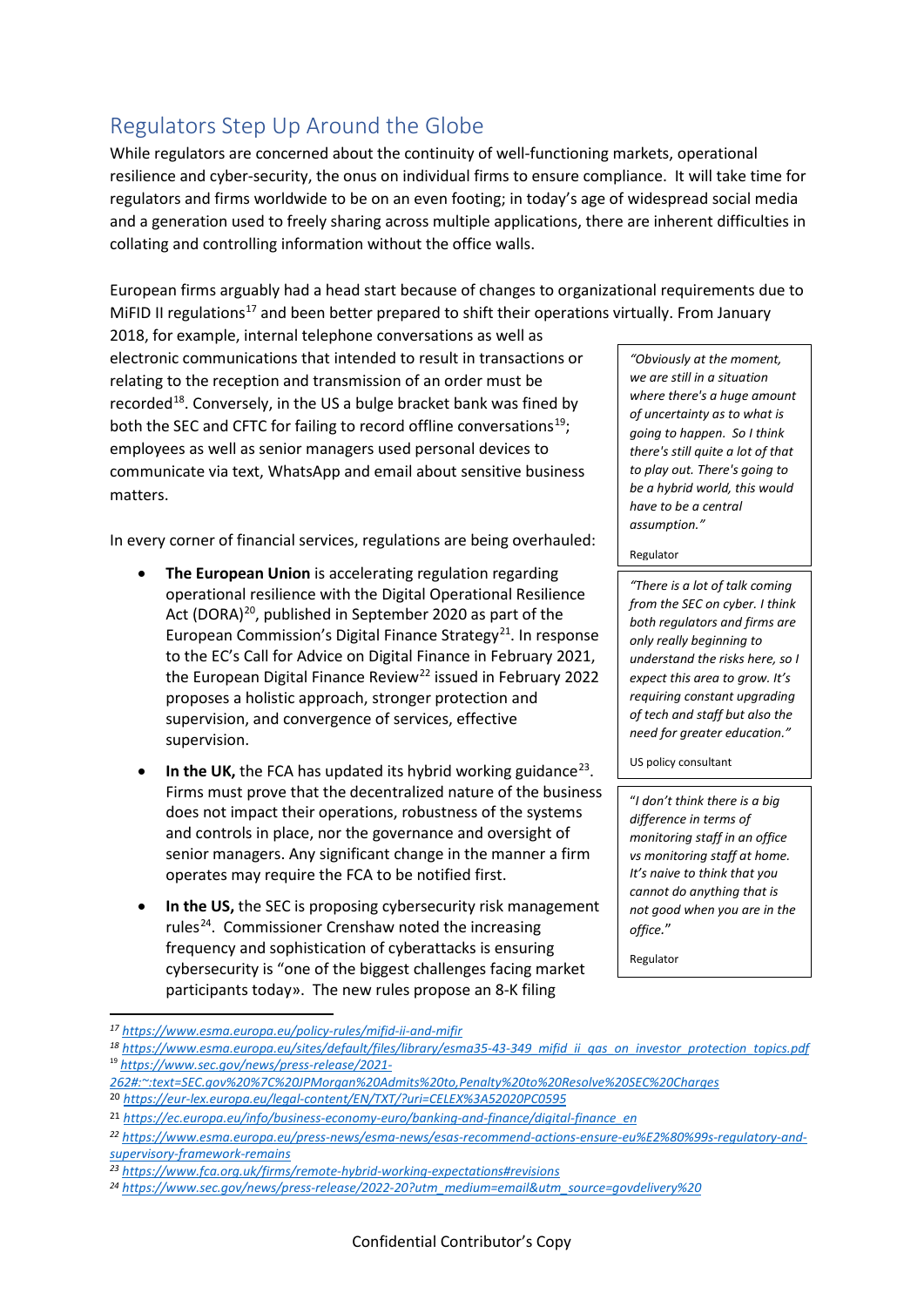## Regulators Step Up Around the Globe

While regulators are concerned about the continuity of well-functioning markets, operational resilience and cyber-security, the onus on individual firms to ensure compliance. It will take time for regulators and firms worldwide to be on an even footing; in today's age of widespread social media and a generation used to freely sharing across multiple applications, there are inherent difficulties in collating and controlling information without the office walls.

European firms arguably had a head start because of changes to organizational requirements due to MiFID II regulations[17] and been better prepared to shift their operations virtually. From January 2018, for example, internal telephone conversations as well as electronic communications that intended to result in transactions or relating to the reception and transmission of an order must be recorded[18]. Conversely, in the US a bulge bracket bank was fined by both the SEC and CFTC for failing to record offline conversations[19]; employees as well as senior managers used personal devices to communicate via text, WhatsApp and email about sensitive business matters.

> *"Obviously at the moment, we are still in a situation where there's a huge amount of uncertainty as to what is going to happen. So I think there's still quite a lot of that to play out. There's going to be a hybrid world, this would have to be a central assumption."*
>
> Regulator

In every corner of financial services, regulations are being overhauled:

- **The European Union** is accelerating regulation regarding operational resilience with the Digital Operational Resilience Act (DORA)[20], published in September 2020 as part of the European Commission's Digital Finance Strategy[21]. In response to the EC's Call for Advice on Digital Finance in February 2021, the European Digital Finance Review[22] issued in February 2022 proposes a holistic approach, stronger protection and supervision, and convergence of services, effective supervision.
- **In the UK,** the FCA has updated its hybrid working guidance[23]. Firms must prove that the decentralized nature of the business does not impact their operations, robustness of the systems and controls in place, nor the governance and oversight of senior managers. Any significant change in the manner a firm operates may require the FCA to be notified first.
- **In the US,** the SEC is proposing cybersecurity risk management rules[24]. Commissioner Crenshaw noted the increasing frequency and sophistication of cyberattacks is ensuring cybersecurity is "one of the biggest challenges facing market participants today». The new rules propose an 8-K filing

> *"There is a lot of talk coming from the SEC on cyber. I think both regulators and firms are only really beginning to understand the risks here, so I expect this area to grow. It's requiring constant upgrading of tech and staff but also the need for greater education."*
>
> US policy consultant

> *"I don't think there is a big difference in terms of monitoring staff in an office vs monitoring staff at home. It's naive to think that you cannot do anything that is not good when you are in the office."*
>
> Regulator

---

[17] https://www.esma.europa.eu/policy-rules/mifid-ii-and-mifir

[18] https://www.esma.europa.eu/sites/default/files/library/esma35-43-349_mifid_ii_qas_on_investor_protection_topics.pdf

[19] https://www.sec.gov/news/press-release/2021-262#:~:text=SEC.gov%20%7C%20JPMorgan%20Admits%20to,Penalty%20to%20Resolve%20SEC%20Charges

[20] https://eur-lex.europa.eu/legal-content/EN/TXT/?uri=CELEX%3A52020PC0595

[21] https://ec.europa.eu/info/business-economy-euro/banking-and-finance/digital-finance_en

[22] https://www.esma.europa.eu/press-news/esma-news/esas-recommend-actions-ensure-eu%E2%80%99s-regulatory-and-supervisory-framework-remains

[23] https://www.fca.org.uk/firms/remote-hybrid-working-expectations#revisions

[24] https://www.sec.gov/news/press-release/2022-20?utm_medium=email&utm_source=govdelivery%20

Confidential Contributor's Copy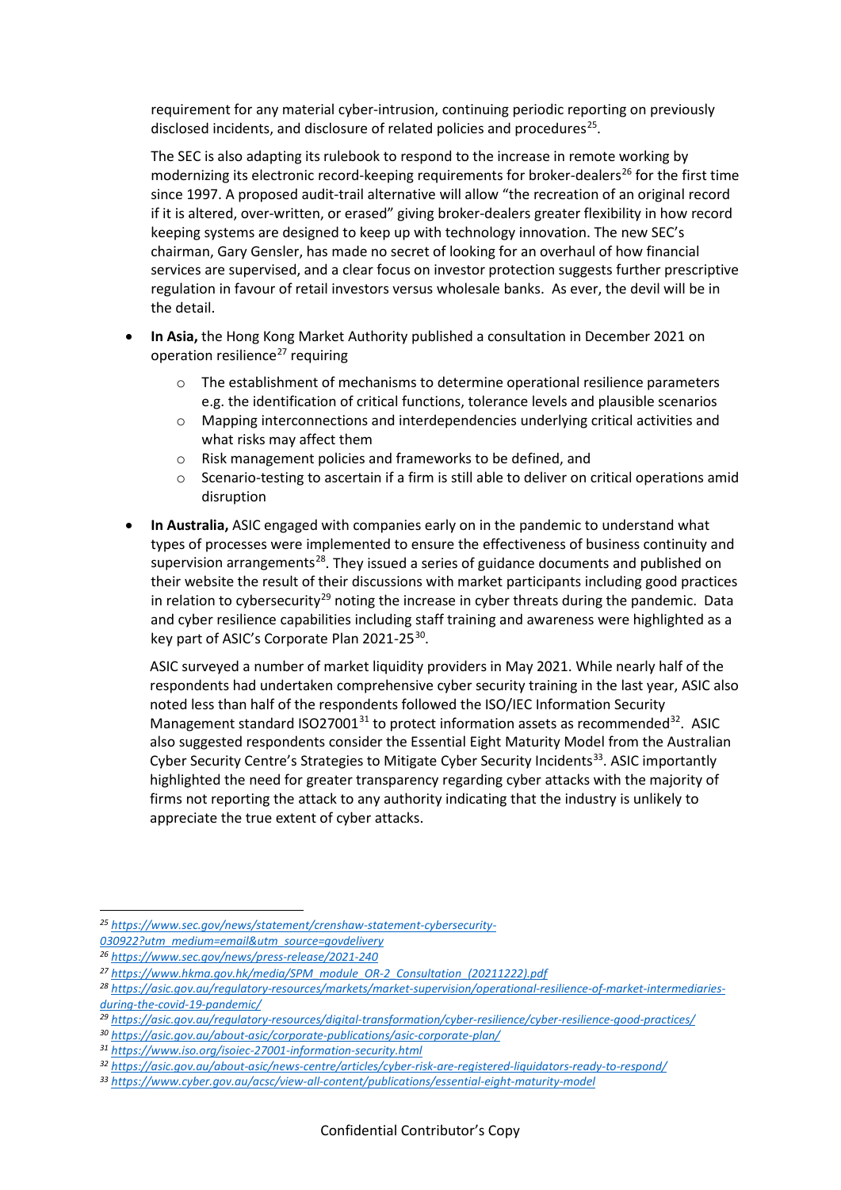requirement for any material cyber-intrusion, continuing periodic reporting on previously disclosed incidents, and disclosure of related policies and procedures[25].

The SEC is also adapting its rulebook to respond to the increase in remote working by modernizing its electronic record-keeping requirements for broker-dealers[26] for the first time since 1997. A proposed audit-trail alternative will allow "the recreation of an original record if it is altered, over-written, or erased" giving broker-dealers greater flexibility in how record keeping systems are designed to keep up with technology innovation. The new SEC's chairman, Gary Gensler, has made no secret of looking for an overhaul of how financial services are supervised, and a clear focus on investor protection suggests further prescriptive regulation in favour of retail investors versus wholesale banks. As ever, the devil will be in the detail.

- **In Asia,** the Hong Kong Market Authority published a consultation in December 2021 on operation resilience[27] requiring
  - The establishment of mechanisms to determine operational resilience parameters e.g. the identification of critical functions, tolerance levels and plausible scenarios
  - Mapping interconnections and interdependencies underlying critical activities and what risks may affect them
  - Risk management policies and frameworks to be defined, and
  - Scenario-testing to ascertain if a firm is still able to deliver on critical operations amid disruption
- **In Australia,** ASIC engaged with companies early on in the pandemic to understand what types of processes were implemented to ensure the effectiveness of business continuity and supervision arrangements[28]. They issued a series of guidance documents and published on their website the result of their discussions with market participants including good practices in relation to cybersecurity[29] noting the increase in cyber threats during the pandemic. Data and cyber resilience capabilities including staff training and awareness were highlighted as a key part of ASIC's Corporate Plan 2021-25[30].

  ASIC surveyed a number of market liquidity providers in May 2021. While nearly half of the respondents had undertaken comprehensive cyber security training in the last year, ASIC also noted less than half of the respondents followed the ISO/IEC Information Security Management standard ISO27001[31] to protect information assets as recommended[32]. ASIC also suggested respondents consider the Essential Eight Maturity Model from the Australian Cyber Security Centre's Strategies to Mitigate Cyber Security Incidents[33]. ASIC importantly highlighted the need for greater transparency regarding cyber attacks with the majority of firms not reporting the attack to any authority indicating that the industry is unlikely to appreciate the true extent of cyber attacks.

---

[25] https://www.sec.gov/news/statement/crenshaw-statement-cybersecurity-030922?utm_medium=email&utm_source=govdelivery

[26] https://www.sec.gov/news/press-release/2021-240

[27] https://www.hkma.gov.hk/media/SPM_module_OR-2_Consultation_(20211222).pdf

[28] https://asic.gov.au/regulatory-resources/markets/market-supervision/operational-resilience-of-market-intermediaries-during-the-covid-19-pandemic/

[29] https://asic.gov.au/regulatory-resources/digital-transformation/cyber-resilience/cyber-resilience-good-practices/

[30] https://asic.gov.au/about-asic/corporate-publications/asic-corporate-plan/

[31] https://www.iso.org/isoiec-27001-information-security.html

[32] https://asic.gov.au/about-asic/news-centre/articles/cyber-risk-are-registered-liquidators-ready-to-respond/

[33] https://www.cyber.gov.au/acsc/view-all-content/publications/essential-eight-maturity-model

Confidential Contributor's Copy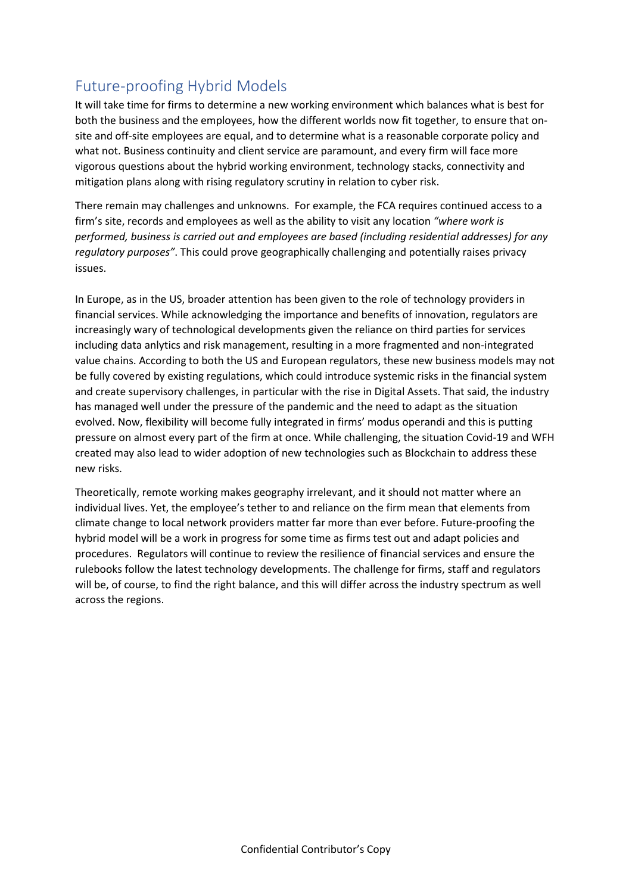## Future-proofing Hybrid Models

It will take time for firms to determine a new working environment which balances what is best for both the business and the employees, how the different worlds now fit together, to ensure that on-site and off-site employees are equal, and to determine what is a reasonable corporate policy and what not. Business continuity and client service are paramount, and every firm will face more vigorous questions about the hybrid working environment, technology stacks, connectivity and mitigation plans along with rising regulatory scrutiny in relation to cyber risk.

There remain may challenges and unknowns. For example, the FCA requires continued access to a firm's site, records and employees as well as the ability to visit any location *"where work is performed, business is carried out and employees are based (including residential addresses) for any regulatory purposes"*. This could prove geographically challenging and potentially raises privacy issues.

In Europe, as in the US, broader attention has been given to the role of technology providers in financial services. While acknowledging the importance and benefits of innovation, regulators are increasingly wary of technological developments given the reliance on third parties for services including data anlytics and risk management, resulting in a more fragmented and non-integrated value chains. According to both the US and European regulators, these new business models may not be fully covered by existing regulations, which could introduce systemic risks in the financial system and create supervisory challenges, in particular with the rise in Digital Assets. That said, the industry has managed well under the pressure of the pandemic and the need to adapt as the situation evolved. Now, flexibility will become fully integrated in firms' modus operandi and this is putting pressure on almost every part of the firm at once. While challenging, the situation Covid-19 and WFH created may also lead to wider adoption of new technologies such as Blockchain to address these new risks.

Theoretically, remote working makes geography irrelevant, and it should not matter where an individual lives. Yet, the employee's tether to and reliance on the firm mean that elements from climate change to local network providers matter far more than ever before. Future-proofing the hybrid model will be a work in progress for some time as firms test out and adapt policies and procedures. Regulators will continue to review the resilience of financial services and ensure the rulebooks follow the latest technology developments. The challenge for firms, staff and regulators will be, of course, to find the right balance, and this will differ across the industry spectrum as well across the regions.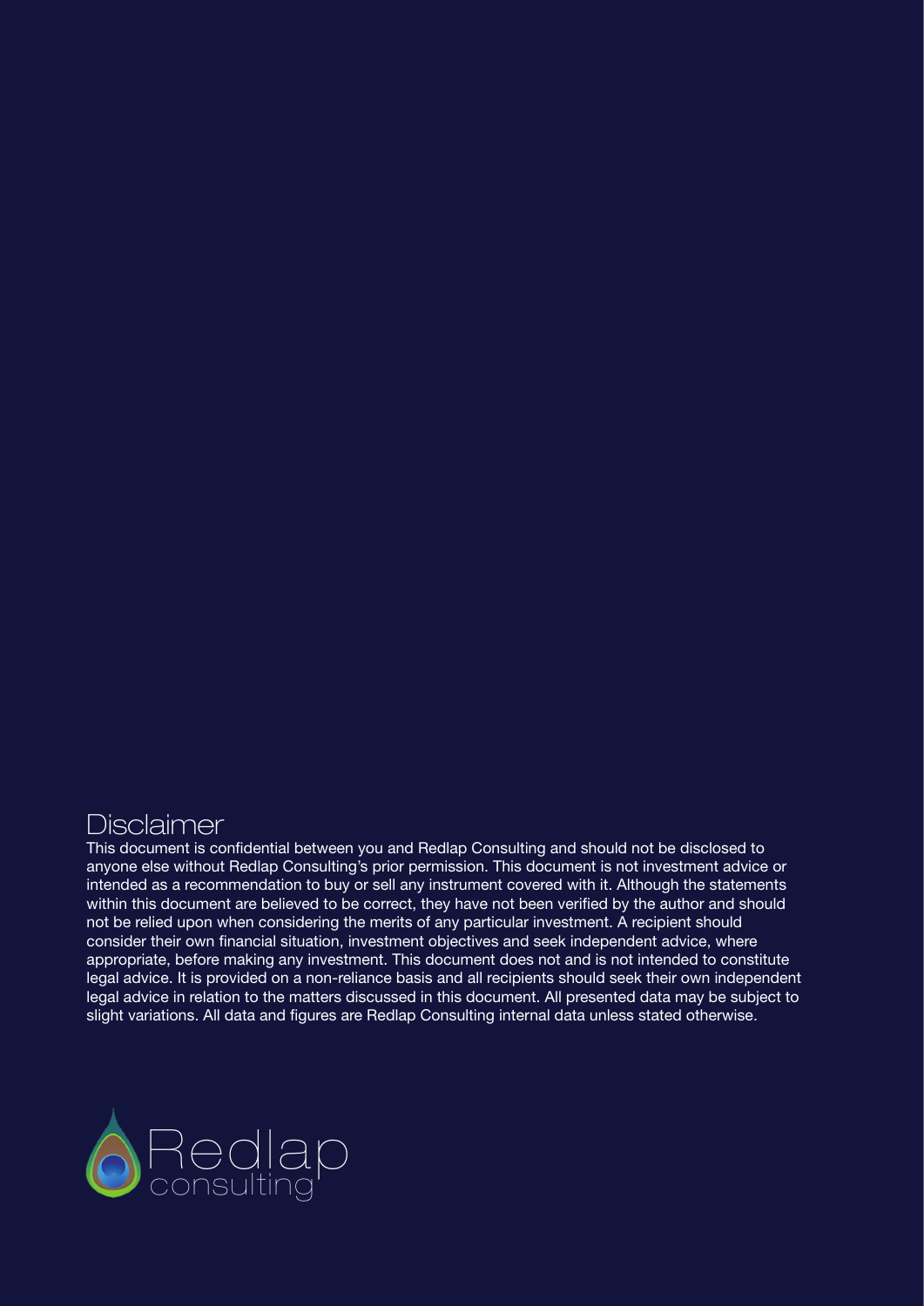## Disclaimer

This document is confidential between you and Redlap Consulting and should not be disclosed to anyone else without Redlap Consulting's prior permission. This document is not investment advice or intended as a recommendation to buy or sell any instrument covered with it. Although the statements within this document are believed to be correct, they have not been verified by the author and should not be relied upon when considering the merits of any particular investment. A recipient should consider their own financial situation, investment objectives and seek independent advice, where appropriate, before making any investment. This document does not and is not intended to constitute legal advice. It is provided on a non-reliance basis and all recipients should seek their own independent legal advice in relation to the matters discussed in this document. All presented data may be subject to slight variations. All data and figures are Redlap Consulting internal data unless stated otherwise.

Redlap
consulting